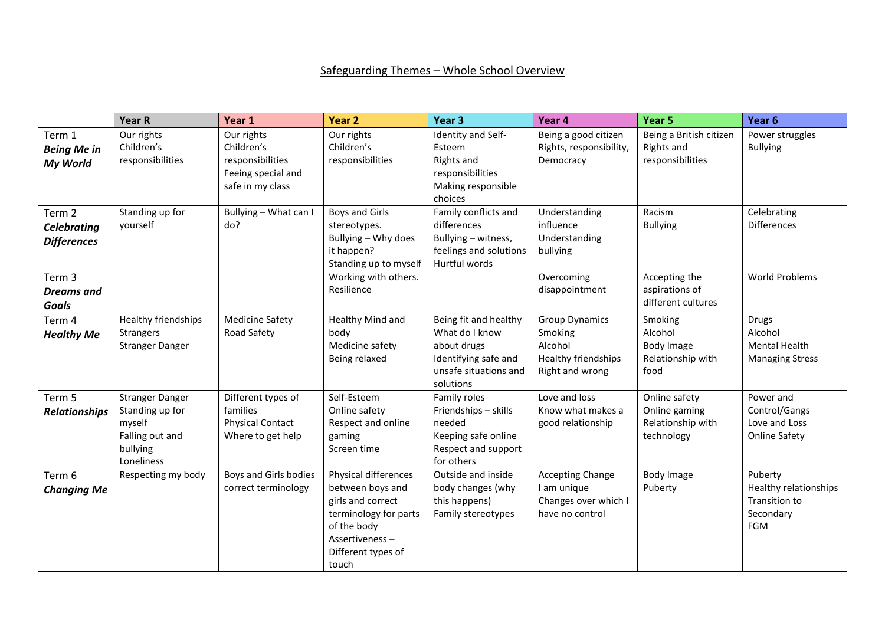# Safeguarding Themes – Whole School Overview

| | Year R | Year 1 | Year 2 | Year 3 | Year 4 | Year 5 | Year 6 |
|---|---|---|---|---|---|---|---|
| Term 1 ***Being Me in My World*** | Our rights<br>Children's responsibilities | Our rights<br>Children's responsibilities<br>Feeing special and safe in my class | Our rights<br>Children's responsibilities | Identity and Self-Esteem<br>Rights and responsibilities<br>Making responsible choices | Being a good citizen<br>Rights, responsibility, Democracy | Being a British citizen<br>Rights and responsibilities | Power struggles<br>Bullying |
| Term 2 ***Celebrating Differences*** | Standing up for yourself | Bullying – What can I do? | Boys and Girls stereotypes.<br>Bullying – Why does it happen?<br>Standing up to myself | Family conflicts and differences<br>Bullying – witness, feelings and solutions<br>Hurtful words | Understanding influence<br>Understanding bullying | Racism<br>Bullying | Celebrating Differences |
| Term 3 ***Dreams and Goals*** | | | Working with others.<br>Resilience | | Overcoming disappointment | Accepting the aspirations of different cultures | World Problems |
| Term 4 ***Healthy Me*** | Healthy friendships<br>Strangers<br>Stranger Danger | Medicine Safety<br>Road Safety | Healthy Mind and body<br>Medicine safety<br>Being relaxed | Being fit and healthy<br>What do I know about drugs<br>Identifying safe and unsafe situations and solutions | Group Dynamics<br>Smoking<br>Alcohol<br>Healthy friendships<br>Right and wrong | Smoking<br>Alcohol<br>Body Image<br>Relationship with food | Drugs<br>Alcohol<br>Mental Health<br>Managing Stress |
| Term 5 ***Relationships*** | Stranger Danger<br>Standing up for myself<br>Falling out and bullying<br>Loneliness | Different types of families<br>Physical Contact<br>Where to get help | Self-Esteem<br>Online safety<br>Respect and online gaming<br>Screen time | Family roles<br>Friendships – skills needed<br>Keeping safe online<br>Respect and support for others | Love and loss<br>Know what makes a good relationship | Online safety<br>Online gaming<br>Relationship with technology | Power and Control/Gangs<br>Love and Loss<br>Online Safety |
| Term 6 ***Changing Me*** | Respecting my body | Boys and Girls bodies correct terminology | Physical differences between boys and girls and correct terminology for parts of the body<br>Assertiveness – Different types of touch | Outside and inside body changes (why this happens)<br>Family stereotypes | Accepting Change<br>I am unique<br>Changes over which I have no control | Body Image<br>Puberty | Puberty<br>Healthy relationships<br>Transition to Secondary<br>FGM |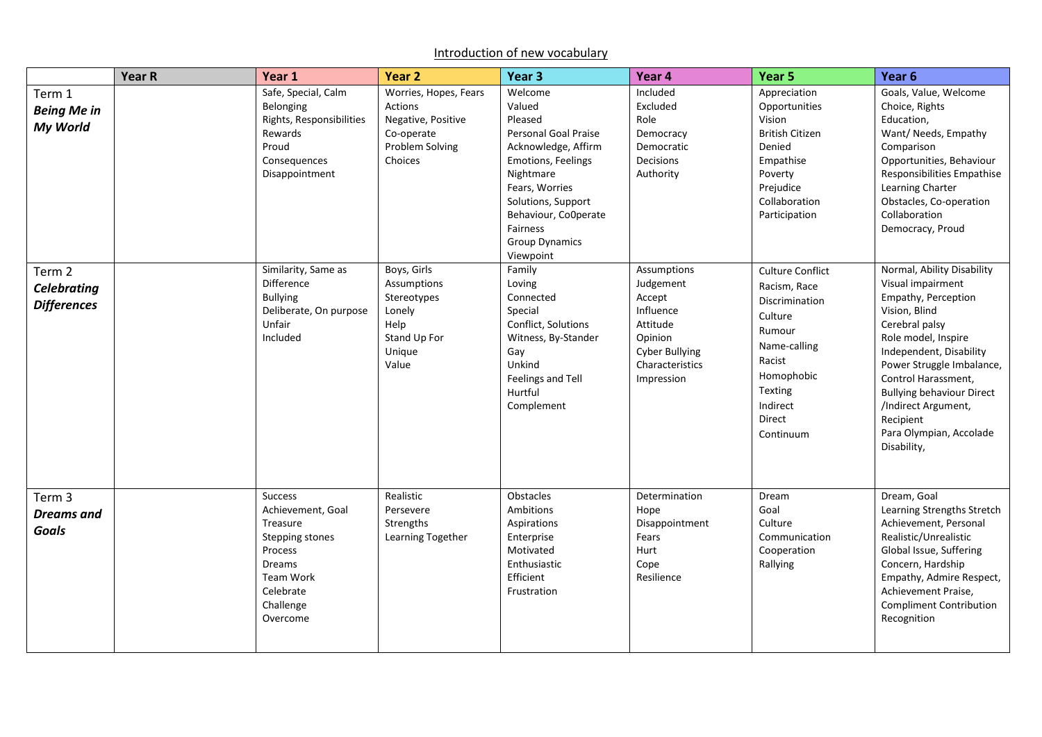Introduction of new vocabulary

| | Year R | Year 1 | Year 2 | Year 3 | Year 4 | Year 5 | Year 6 |
|---|---|---|---|---|---|---|---|
| Term 1 ***Being Me in My World*** | | Safe, Special, Calm<br>Belonging<br>Rights, Responsibilities<br>Rewards<br>Proud<br>Consequences<br>Disappointment | Worries, Hopes, Fears<br>Actions<br>Negative, Positive<br>Co-operate<br>Problem Solving<br>Choices | Welcome<br>Valued<br>Pleased<br>Personal Goal Praise<br>Acknowledge, Affirm<br>Emotions, Feelings<br>Nightmare<br>Fears, Worries<br>Solutions, Support<br>Behaviour, Co0perate<br>Fairness<br>Group Dynamics<br>Viewpoint | Included<br>Excluded<br>Role<br>Democracy<br>Democratic<br>Decisions<br>Authority | Appreciation<br>Opportunities<br>Vision<br>British Citizen<br>Denied<br>Empathise<br>Poverty<br>Prejudice<br>Collaboration<br>Participation | Goals, Value, Welcome<br>Choice, Rights<br>Education,<br>Want/ Needs, Empathy<br>Comparison<br>Opportunities, Behaviour<br>Responsibilities Empathise<br>Learning Charter<br>Obstacles, Co-operation<br>Collaboration<br>Democracy, Proud |
| Term 2 ***Celebrating Differences*** | | Similarity, Same as<br>Difference<br>Bullying<br>Deliberate, On purpose<br>Unfair<br>Included | Boys, Girls<br>Assumptions<br>Stereotypes<br>Lonely<br>Help<br>Stand Up For<br>Unique<br>Value | Family<br>Loving<br>Connected<br>Special<br>Conflict, Solutions<br>Witness, By-Stander<br>Gay<br>Unkind<br>Feelings and Tell<br>Hurtful<br>Complement | Assumptions<br>Judgement<br>Accept<br>Influence<br>Attitude<br>Opinion<br>Cyber Bullying<br>Characteristics<br>Impression | Culture Conflict<br>Racism, Race<br>Discrimination<br>Culture<br>Rumour<br>Name-calling<br>Racist<br>Homophobic<br>Texting<br>Indirect<br>Direct<br>Continuum | Normal, Ability Disability<br>Visual impairment<br>Empathy, Perception<br>Vision, Blind<br>Cerebral palsy<br>Role model, Inspire<br>Independent, Disability<br>Power Struggle Imbalance,<br>Control Harassment,<br>Bullying behaviour Direct<br>/Indirect Argument,<br>Recipient<br>Para Olympian, Accolade<br>Disability, |
| Term 3 ***Dreams and Goals*** | | Success<br>Achievement, Goal<br>Treasure<br>Stepping stones<br>Process<br>Dreams<br>Team Work<br>Celebrate<br>Challenge<br>Overcome | Realistic<br>Persevere<br>Strengths<br>Learning Together | Obstacles<br>Ambitions<br>Aspirations<br>Enterprise<br>Motivated<br>Enthusiastic<br>Efficient<br>Frustration | Determination<br>Hope<br>Disappointment<br>Fears<br>Hurt<br>Cope<br>Resilience | Dream<br>Goal<br>Culture<br>Communication<br>Cooperation<br>Rallying | Dream, Goal<br>Learning Strengths Stretch<br>Achievement, Personal<br>Realistic/Unrealistic<br>Global Issue, Suffering<br>Concern, Hardship<br>Empathy, Admire Respect,<br>Achievement Praise,<br>Compliment Contribution<br>Recognition |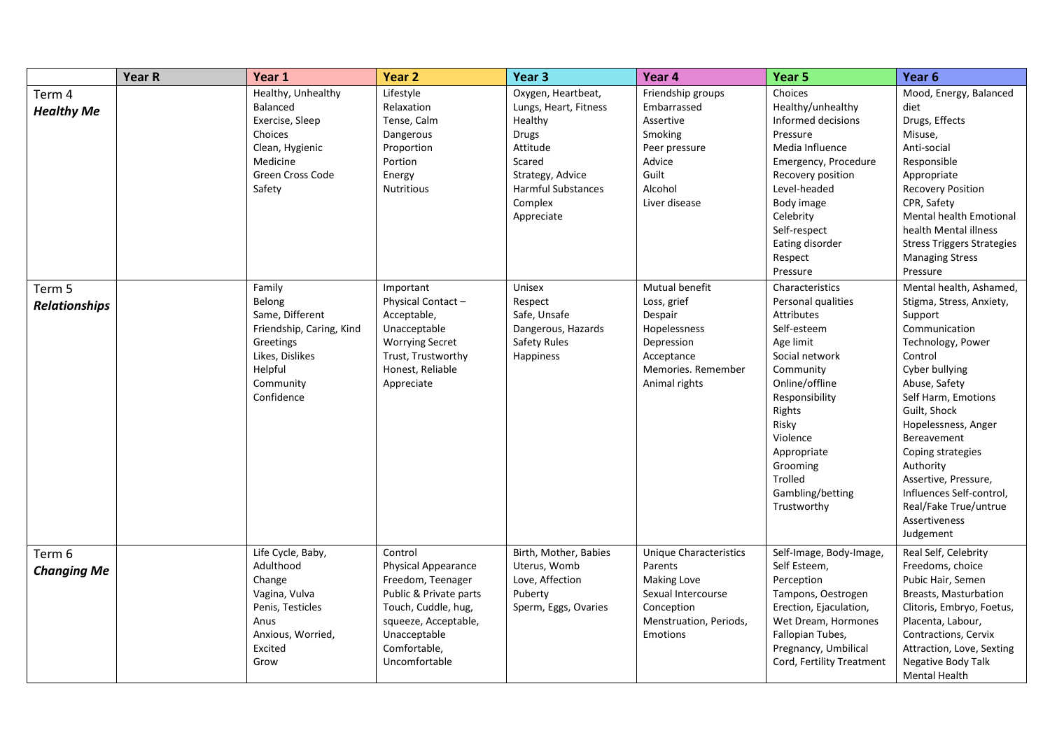| | Year R | Year 1 | Year 2 | Year 3 | Year 4 | Year 5 | Year 6 |
|---|---|---|---|---|---|---|---|
| Term 4 ***Healthy Me*** | | Healthy, Unhealthy<br>Balanced<br>Exercise, Sleep<br>Choices<br>Clean, Hygienic<br>Medicine<br>Green Cross Code<br>Safety | Lifestyle<br>Relaxation<br>Tense, Calm<br>Dangerous<br>Proportion<br>Portion<br>Energy<br>Nutritious | Oxygen, Heartbeat,<br>Lungs, Heart, Fitness<br>Healthy<br>Drugs<br>Attitude<br>Scared<br>Strategy, Advice<br>Harmful Substances<br>Complex<br>Appreciate | Friendship groups<br>Embarrassed<br>Assertive<br>Smoking<br>Peer pressure<br>Advice<br>Guilt<br>Alcohol<br>Liver disease | Choices<br>Healthy/unhealthy<br>Informed decisions<br>Pressure<br>Media Influence<br>Emergency, Procedure<br>Recovery position<br>Level-headed<br>Body image<br>Celebrity<br>Self-respect<br>Eating disorder<br>Respect<br>Pressure | Mood, Energy, Balanced diet<br>Drugs, Effects<br>Misuse,<br>Anti-social<br>Responsible<br>Appropriate<br>Recovery Position<br>CPR, Safety<br>Mental health Emotional health Mental illness<br>Stress Triggers Strategies<br>Managing Stress<br>Pressure |
| Term 5 ***Relationships*** | | Family<br>Belong<br>Same, Different<br>Friendship, Caring, Kind<br>Greetings<br>Likes, Dislikes<br>Helpful<br>Community<br>Confidence | Important<br>Physical Contact –<br>Acceptable,<br>Unacceptable<br>Worrying Secret<br>Trust, Trustworthy<br>Honest, Reliable<br>Appreciate | Unisex<br>Respect<br>Safe, Unsafe<br>Dangerous, Hazards<br>Safety Rules<br>Happiness | Mutual benefit<br>Loss, grief<br>Despair<br>Hopelessness<br>Depression<br>Acceptance<br>Memories. Remember<br>Animal rights | Characteristics<br>Personal qualities<br>Attributes<br>Self-esteem<br>Age limit<br>Social network<br>Community<br>Online/offline<br>Responsibility<br>Rights<br>Risky<br>Violence<br>Appropriate<br>Grooming<br>Trolled<br>Gambling/betting<br>Trustworthy | Mental health, Ashamed,<br>Stigma, Stress, Anxiety,<br>Support<br>Communication<br>Technology, Power<br>Control<br>Cyber bullying<br>Abuse, Safety<br>Self Harm, Emotions<br>Guilt, Shock<br>Hopelessness, Anger<br>Bereavement<br>Coping strategies<br>Authority<br>Assertive, Pressure,<br>Influences Self-control,<br>Real/Fake True/untrue<br>Assertiveness<br>Judgement |
| Term 6 ***Changing Me*** | | Life Cycle, Baby,<br>Adulthood<br>Change<br>Vagina, Vulva<br>Penis, Testicles<br>Anus<br>Anxious, Worried,<br>Excited<br>Grow | Control<br>Physical Appearance<br>Freedom, Teenager<br>Public & Private parts<br>Touch, Cuddle, hug,<br>squeeze, Acceptable,<br>Unacceptable<br>Comfortable,<br>Uncomfortable | Birth, Mother, Babies<br>Uterus, Womb<br>Love, Affection<br>Puberty<br>Sperm, Eggs, Ovaries | Unique Characteristics<br>Parents<br>Making Love<br>Sexual Intercourse<br>Conception<br>Menstruation, Periods,<br>Emotions | Self-Image, Body-Image,<br>Self Esteem,<br>Perception<br>Tampons, Oestrogen<br>Erection, Ejaculation,<br>Wet Dream, Hormones<br>Fallopian Tubes,<br>Pregnancy, Umbilical<br>Cord, Fertility Treatment | Real Self, Celebrity<br>Freedoms, choice<br>Pubic Hair, Semen<br>Breasts, Masturbation<br>Clitoris, Embryo, Foetus,<br>Placenta, Labour,<br>Contractions, Cervix<br>Attraction, Love, Sexting<br>Negative Body Talk<br>Mental Health |